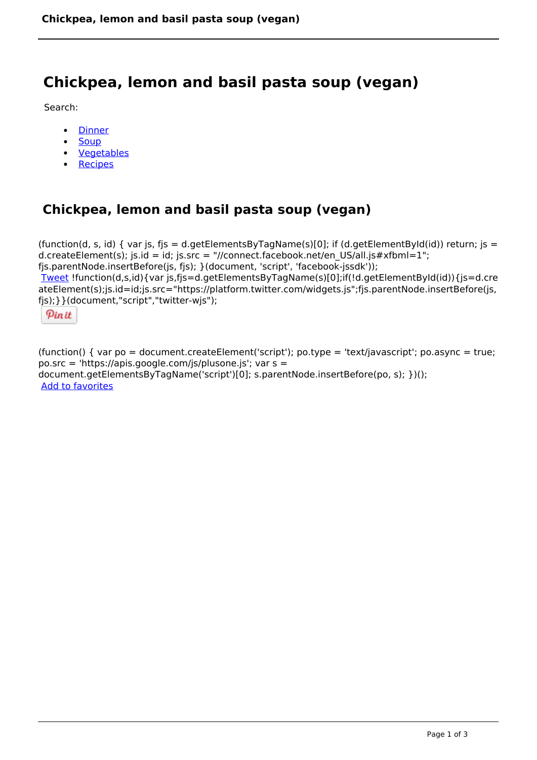# Chickpea, lemon and basil pasta soup (vegan)

Search:

- Dinner
- Soup
- Vegetables
- Recipes

## Chickpea, lemon and basil pasta soup (vegan)

(function(d, s, id) { var js, fjs = d.getElementsByTagName(s)[0]; if (d.getElementById(id)) return; js = d.createElement(s); js.id = id; js.src = "//connect.facebook.net/en_US/all.js#xfbml=1"; fjs.parentNode.insertBefore(js, fjs); }(document, 'script', 'facebook-jssdk'));
Tweet !function(d,s,id){var js,fjs=d.getElementsByTagName(s)[0];if(!d.getElementById(id)){js=d.createElement(s);js.id=id;js.src="https://platform.twitter.com/widgets.js";fjs.parentNode.insertBefore(js,fjs);}}(document,"script","twitter-wjs");

Pin it

(function() { var po = document.createElement('script'); po.type = 'text/javascript'; po.async = true; po.src = 'https://apis.google.com/js/plusone.js'; var s = document.getElementsByTagName('script')[0]; s.parentNode.insertBefore(po, s); })();
Add to favorites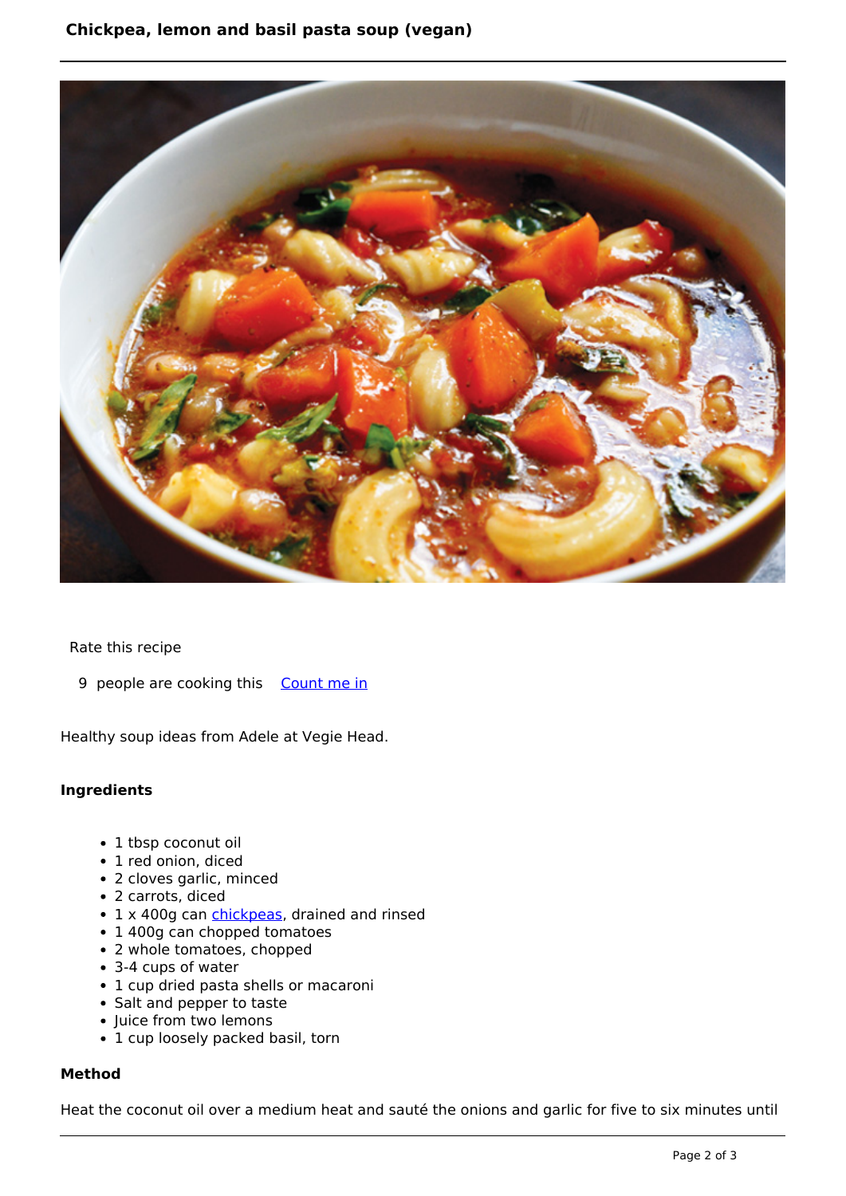## Chickpea, lemon and basil pasta soup (vegan)

Rate this recipe

9 people are cooking this Count me in

Healthy soup ideas from Adele at Vegie Head.

### Ingredients

- 1 tbsp coconut oil
- 1 red onion, diced
- 2 cloves garlic, minced
- 2 carrots, diced
- 1 x 400g can chickpeas, drained and rinsed
- 1 400g can chopped tomatoes
- 2 whole tomatoes, chopped
- 3-4 cups of water
- 1 cup dried pasta shells or macaroni
- Salt and pepper to taste
- Juice from two lemons
- 1 cup loosely packed basil, torn

### Method

Heat the coconut oil over a medium heat and sauté the onions and garlic for five to six minutes until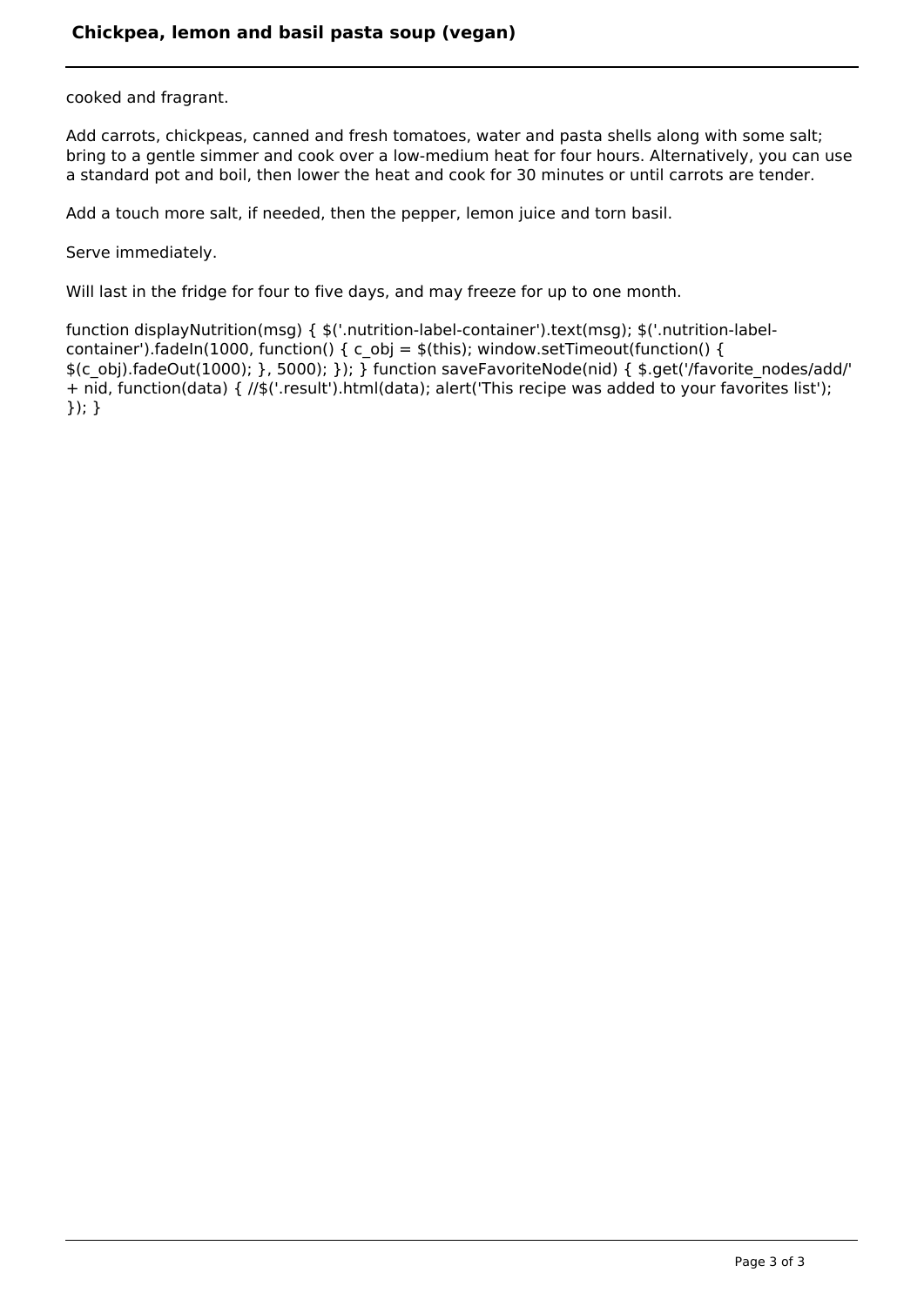cooked and fragrant.

Add carrots, chickpeas, canned and fresh tomatoes, water and pasta shells along with some salt; bring to a gentle simmer and cook over a low-medium heat for four hours. Alternatively, you can use a standard pot and boil, then lower the heat and cook for 30 minutes or until carrots are tender.

Add a touch more salt, if needed, then the pepper, lemon juice and torn basil.

Serve immediately.

Will last in the fridge for four to five days, and may freeze for up to one month.

```
function displayNutrition(msg) { $('.nutrition-label-container').text(msg); $('.nutrition-label-container').fadeIn(1000, function() { c_obj = $(this); window.setTimeout(function() { $(c_obj).fadeOut(1000); }, 5000); }); } function saveFavoriteNode(nid) { $.get('/favorite_nodes/add/' + nid, function(data) { //$('.result').html(data); alert('This recipe was added to your favorites list'); }); }
```